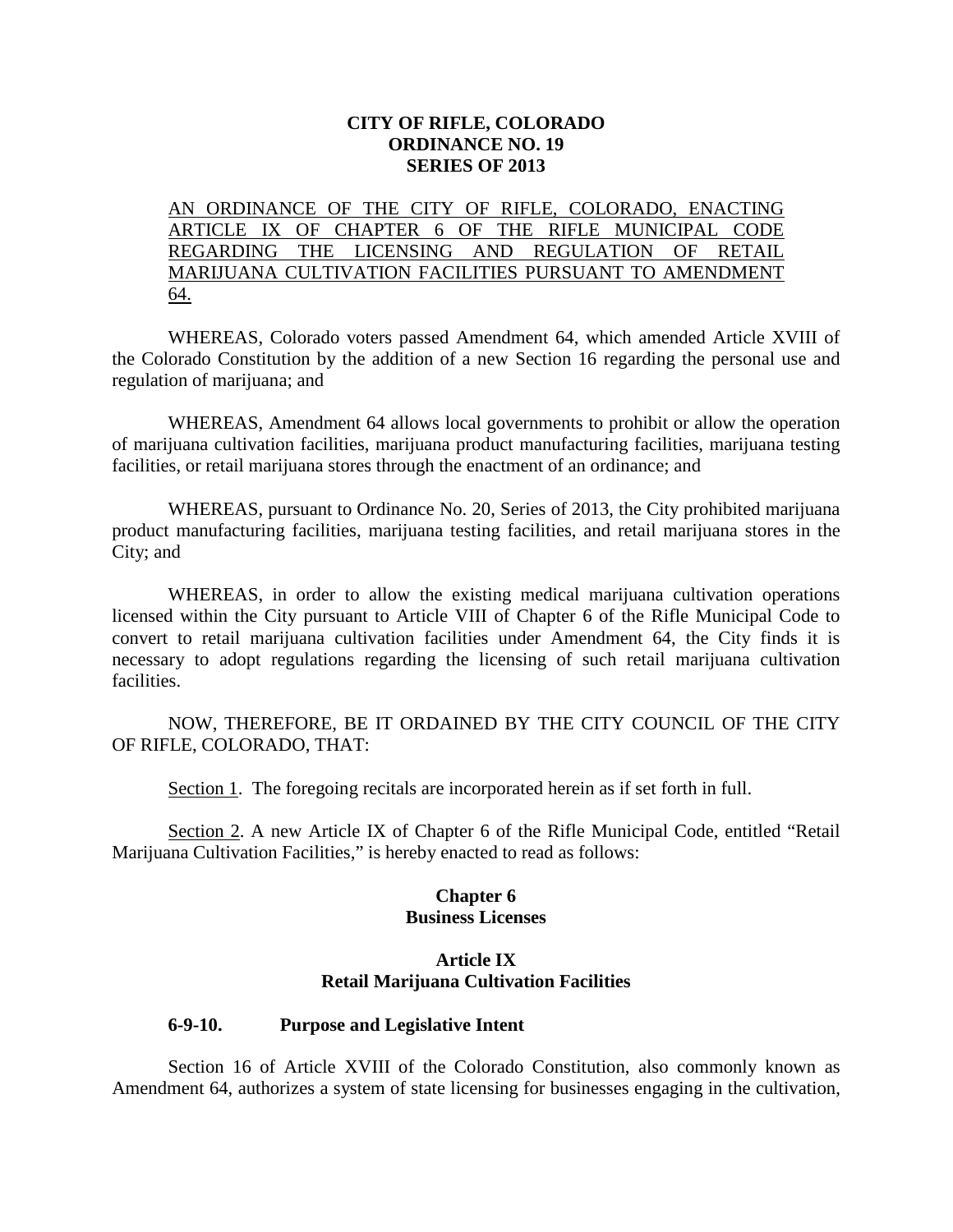**CITY OF RIFLE, COLORADO**
**ORDINANCE NO. 19**
**SERIES OF 2013**

AN ORDINANCE OF THE CITY OF RIFLE, COLORADO, ENACTING ARTICLE IX OF CHAPTER 6 OF THE RIFLE MUNICIPAL CODE REGARDING THE LICENSING AND REGULATION OF RETAIL MARIJUANA CULTIVATION FACILITIES PURSUANT TO AMENDMENT 64.

WHEREAS, Colorado voters passed Amendment 64, which amended Article XVIII of the Colorado Constitution by the addition of a new Section 16 regarding the personal use and regulation of marijuana; and

WHEREAS, Amendment 64 allows local governments to prohibit or allow the operation of marijuana cultivation facilities, marijuana product manufacturing facilities, marijuana testing facilities, or retail marijuana stores through the enactment of an ordinance; and

WHEREAS, pursuant to Ordinance No. 20, Series of 2013, the City prohibited marijuana product manufacturing facilities, marijuana testing facilities, and retail marijuana stores in the City; and

WHEREAS, in order to allow the existing medical marijuana cultivation operations licensed within the City pursuant to Article VIII of Chapter 6 of the Rifle Municipal Code to convert to retail marijuana cultivation facilities under Amendment 64, the City finds it is necessary to adopt regulations regarding the licensing of such retail marijuana cultivation facilities.

NOW, THEREFORE, BE IT ORDAINED BY THE CITY COUNCIL OF THE CITY OF RIFLE, COLORADO, THAT:

Section 1. The foregoing recitals are incorporated herein as if set forth in full.

Section 2. A new Article IX of Chapter 6 of the Rifle Municipal Code, entitled "Retail Marijuana Cultivation Facilities," is hereby enacted to read as follows:

## Chapter 6
## Business Licenses

### Article IX
### Retail Marijuana Cultivation Facilities

#### 6-9-10. Purpose and Legislative Intent

Section 16 of Article XVIII of the Colorado Constitution, also commonly known as Amendment 64, authorizes a system of state licensing for businesses engaging in the cultivation,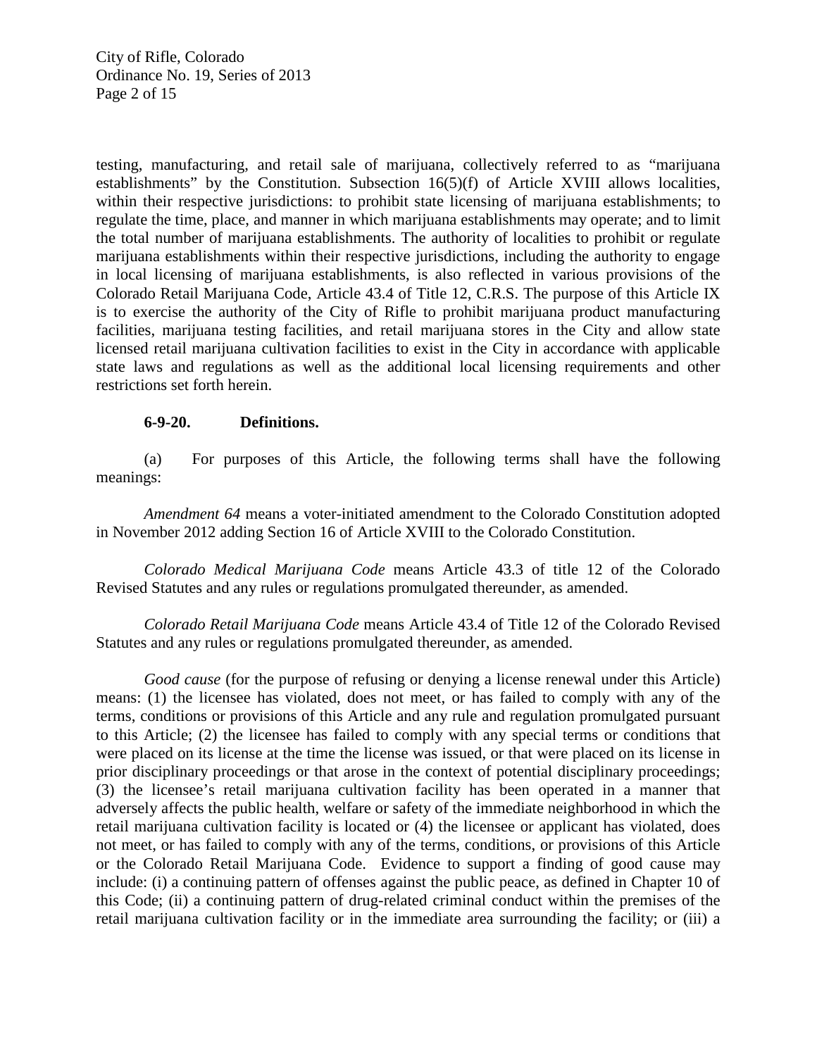testing, manufacturing, and retail sale of marijuana, collectively referred to as "marijuana establishments" by the Constitution. Subsection 16(5)(f) of Article XVIII allows localities, within their respective jurisdictions: to prohibit state licensing of marijuana establishments; to regulate the time, place, and manner in which marijuana establishments may operate; and to limit the total number of marijuana establishments. The authority of localities to prohibit or regulate marijuana establishments within their respective jurisdictions, including the authority to engage in local licensing of marijuana establishments, is also reflected in various provisions of the Colorado Retail Marijuana Code, Article 43.4 of Title 12, C.R.S. The purpose of this Article IX is to exercise the authority of the City of Rifle to prohibit marijuana product manufacturing facilities, marijuana testing facilities, and retail marijuana stores in the City and allow state licensed retail marijuana cultivation facilities to exist in the City in accordance with applicable state laws and regulations as well as the additional local licensing requirements and other restrictions set forth herein.

**6-9-20. Definitions.**

(a) For purposes of this Article, the following terms shall have the following meanings:

*Amendment 64* means a voter-initiated amendment to the Colorado Constitution adopted in November 2012 adding Section 16 of Article XVIII to the Colorado Constitution.

*Colorado Medical Marijuana Code* means Article 43.3 of title 12 of the Colorado Revised Statutes and any rules or regulations promulgated thereunder, as amended.

*Colorado Retail Marijuana Code* means Article 43.4 of Title 12 of the Colorado Revised Statutes and any rules or regulations promulgated thereunder, as amended.

*Good cause* (for the purpose of refusing or denying a license renewal under this Article) means: (1) the licensee has violated, does not meet, or has failed to comply with any of the terms, conditions or provisions of this Article and any rule and regulation promulgated pursuant to this Article; (2) the licensee has failed to comply with any special terms or conditions that were placed on its license at the time the license was issued, or that were placed on its license in prior disciplinary proceedings or that arose in the context of potential disciplinary proceedings; (3) the licensee's retail marijuana cultivation facility has been operated in a manner that adversely affects the public health, welfare or safety of the immediate neighborhood in which the retail marijuana cultivation facility is located or (4) the licensee or applicant has violated, does not meet, or has failed to comply with any of the terms, conditions, or provisions of this Article or the Colorado Retail Marijuana Code. Evidence to support a finding of good cause may include: (i) a continuing pattern of offenses against the public peace, as defined in Chapter 10 of this Code; (ii) a continuing pattern of drug-related criminal conduct within the premises of the retail marijuana cultivation facility or in the immediate area surrounding the facility; or (iii) a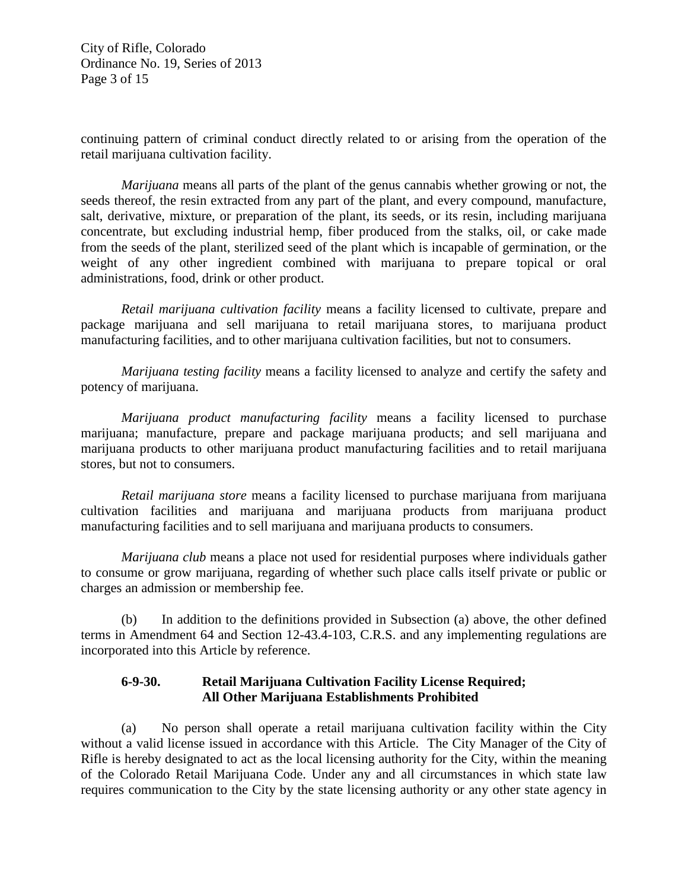continuing pattern of criminal conduct directly related to or arising from the operation of the retail marijuana cultivation facility.

*Marijuana* means all parts of the plant of the genus cannabis whether growing or not, the seeds thereof, the resin extracted from any part of the plant, and every compound, manufacture, salt, derivative, mixture, or preparation of the plant, its seeds, or its resin, including marijuana concentrate, but excluding industrial hemp, fiber produced from the stalks, oil, or cake made from the seeds of the plant, sterilized seed of the plant which is incapable of germination, or the weight of any other ingredient combined with marijuana to prepare topical or oral administrations, food, drink or other product.

*Retail marijuana cultivation facility* means a facility licensed to cultivate, prepare and package marijuana and sell marijuana to retail marijuana stores, to marijuana product manufacturing facilities, and to other marijuana cultivation facilities, but not to consumers.

*Marijuana testing facility* means a facility licensed to analyze and certify the safety and potency of marijuana.

*Marijuana product manufacturing facility* means a facility licensed to purchase marijuana; manufacture, prepare and package marijuana products; and sell marijuana and marijuana products to other marijuana product manufacturing facilities and to retail marijuana stores, but not to consumers.

*Retail marijuana store* means a facility licensed to purchase marijuana from marijuana cultivation facilities and marijuana and marijuana products from marijuana product manufacturing facilities and to sell marijuana and marijuana products to consumers.

*Marijuana club* means a place not used for residential purposes where individuals gather to consume or grow marijuana, regarding of whether such place calls itself private or public or charges an admission or membership fee.

(b) In addition to the definitions provided in Subsection (a) above, the other defined terms in Amendment 64 and Section 12-43.4-103, C.R.S. and any implementing regulations are incorporated into this Article by reference.

### 6-9-30. Retail Marijuana Cultivation Facility License Required; All Other Marijuana Establishments Prohibited

(a) No person shall operate a retail marijuana cultivation facility within the City without a valid license issued in accordance with this Article. The City Manager of the City of Rifle is hereby designated to act as the local licensing authority for the City, within the meaning of the Colorado Retail Marijuana Code. Under any and all circumstances in which state law requires communication to the City by the state licensing authority or any other state agency in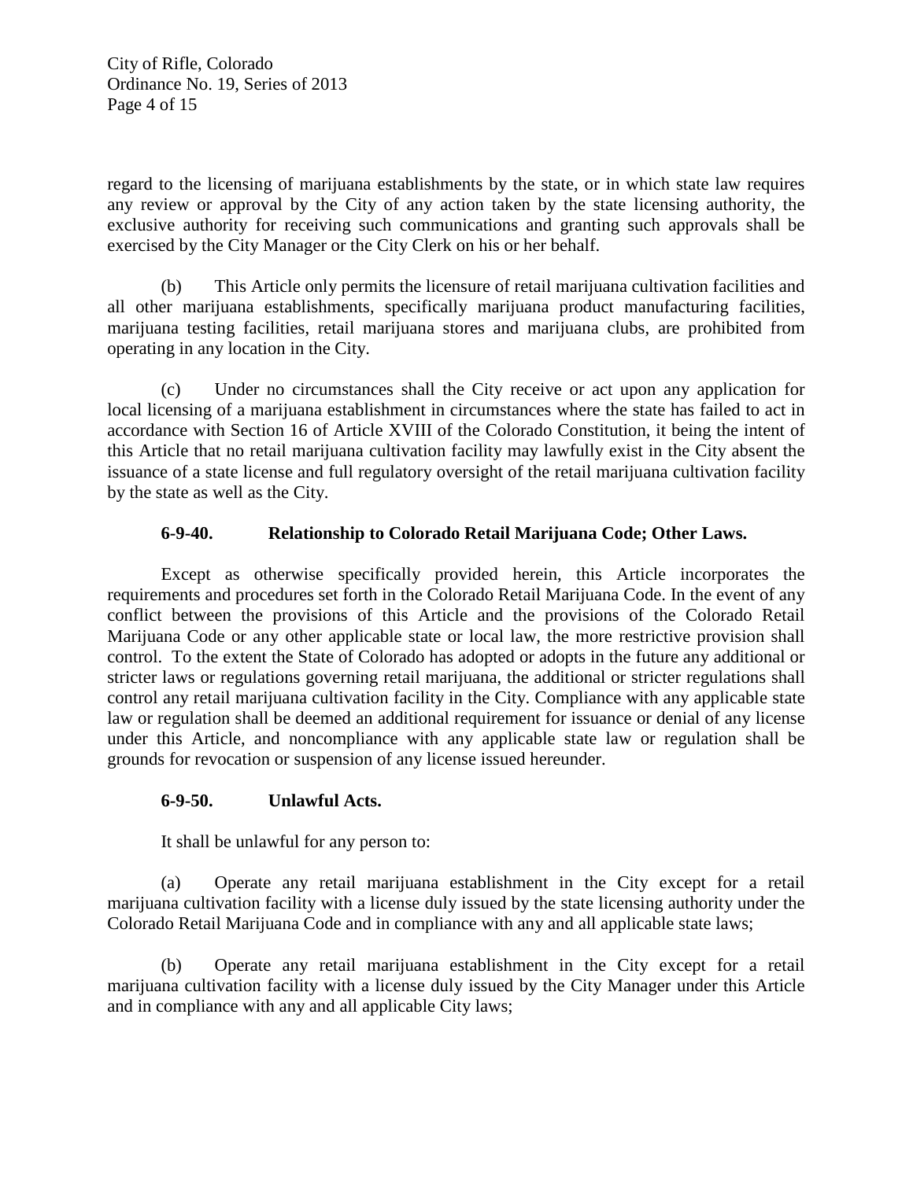regard to the licensing of marijuana establishments by the state, or in which state law requires any review or approval by the City of any action taken by the state licensing authority, the exclusive authority for receiving such communications and granting such approvals shall be exercised by the City Manager or the City Clerk on his or her behalf.

(b) This Article only permits the licensure of retail marijuana cultivation facilities and all other marijuana establishments, specifically marijuana product manufacturing facilities, marijuana testing facilities, retail marijuana stores and marijuana clubs, are prohibited from operating in any location in the City.

(c) Under no circumstances shall the City receive or act upon any application for local licensing of a marijuana establishment in circumstances where the state has failed to act in accordance with Section 16 of Article XVIII of the Colorado Constitution, it being the intent of this Article that no retail marijuana cultivation facility may lawfully exist in the City absent the issuance of a state license and full regulatory oversight of the retail marijuana cultivation facility by the state as well as the City.

**6-9-40. Relationship to Colorado Retail Marijuana Code; Other Laws.**

Except as otherwise specifically provided herein, this Article incorporates the requirements and procedures set forth in the Colorado Retail Marijuana Code. In the event of any conflict between the provisions of this Article and the provisions of the Colorado Retail Marijuana Code or any other applicable state or local law, the more restrictive provision shall control. To the extent the State of Colorado has adopted or adopts in the future any additional or stricter laws or regulations governing retail marijuana, the additional or stricter regulations shall control any retail marijuana cultivation facility in the City. Compliance with any applicable state law or regulation shall be deemed an additional requirement for issuance or denial of any license under this Article, and noncompliance with any applicable state law or regulation shall be grounds for revocation or suspension of any license issued hereunder.

**6-9-50. Unlawful Acts.**

It shall be unlawful for any person to:

(a) Operate any retail marijuana establishment in the City except for a retail marijuana cultivation facility with a license duly issued by the state licensing authority under the Colorado Retail Marijuana Code and in compliance with any and all applicable state laws;

(b) Operate any retail marijuana establishment in the City except for a retail marijuana cultivation facility with a license duly issued by the City Manager under this Article and in compliance with any and all applicable City laws;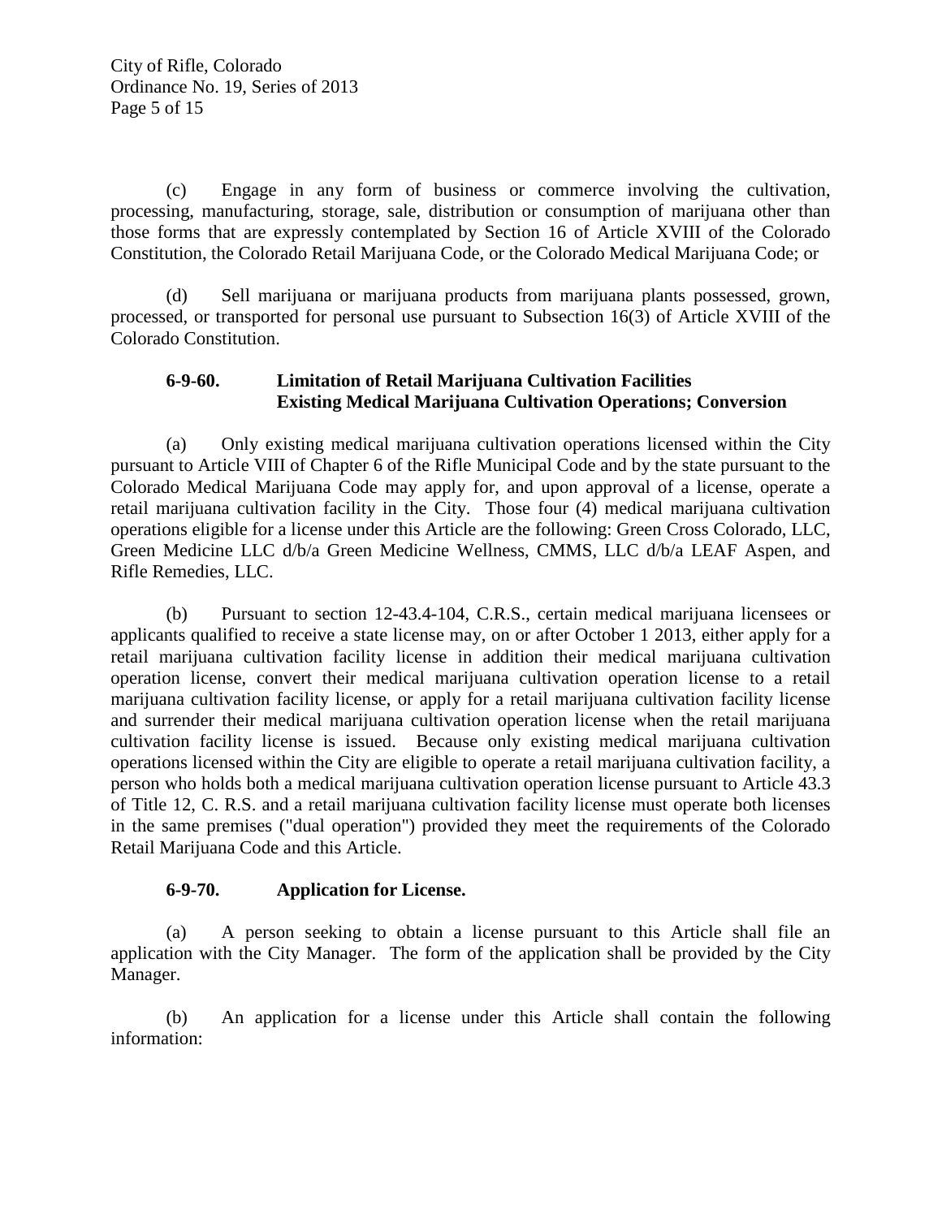(c) Engage in any form of business or commerce involving the cultivation, processing, manufacturing, storage, sale, distribution or consumption of marijuana other than those forms that are expressly contemplated by Section 16 of Article XVIII of the Colorado Constitution, the Colorado Retail Marijuana Code, or the Colorado Medical Marijuana Code; or

(d) Sell marijuana or marijuana products from marijuana plants possessed, grown, processed, or transported for personal use pursuant to Subsection 16(3) of Article XVIII of the Colorado Constitution.

**6-9-60. Limitation of Retail Marijuana Cultivation Facilities Existing Medical Marijuana Cultivation Operations; Conversion**

(a) Only existing medical marijuana cultivation operations licensed within the City pursuant to Article VIII of Chapter 6 of the Rifle Municipal Code and by the state pursuant to the Colorado Medical Marijuana Code may apply for, and upon approval of a license, operate a retail marijuana cultivation facility in the City. Those four (4) medical marijuana cultivation operations eligible for a license under this Article are the following: Green Cross Colorado, LLC, Green Medicine LLC d/b/a Green Medicine Wellness, CMMS, LLC d/b/a LEAF Aspen, and Rifle Remedies, LLC.

(b) Pursuant to section 12-43.4-104, C.R.S., certain medical marijuana licensees or applicants qualified to receive a state license may, on or after October 1 2013, either apply for a retail marijuana cultivation facility license in addition their medical marijuana cultivation operation license, convert their medical marijuana cultivation operation license to a retail marijuana cultivation facility license, or apply for a retail marijuana cultivation facility license and surrender their medical marijuana cultivation operation license when the retail marijuana cultivation facility license is issued. Because only existing medical marijuana cultivation operations licensed within the City are eligible to operate a retail marijuana cultivation facility, a person who holds both a medical marijuana cultivation operation license pursuant to Article 43.3 of Title 12, C. R.S. and a retail marijuana cultivation facility license must operate both licenses in the same premises ("dual operation") provided they meet the requirements of the Colorado Retail Marijuana Code and this Article.

**6-9-70. Application for License.**

(a) A person seeking to obtain a license pursuant to this Article shall file an application with the City Manager. The form of the application shall be provided by the City Manager.

(b) An application for a license under this Article shall contain the following information: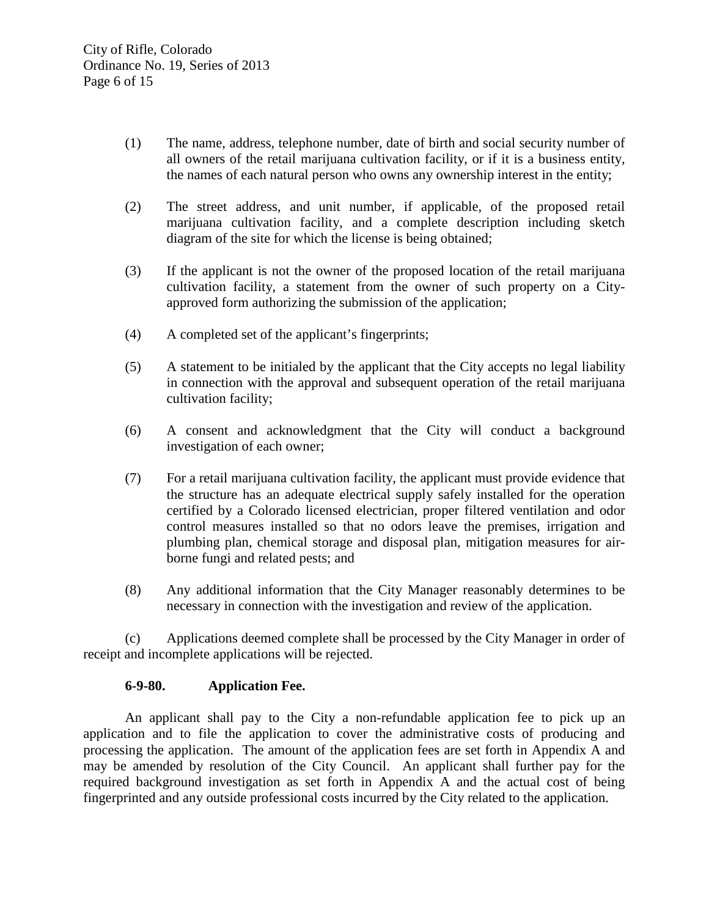(1) The name, address, telephone number, date of birth and social security number of all owners of the retail marijuana cultivation facility, or if it is a business entity, the names of each natural person who owns any ownership interest in the entity;

(2) The street address, and unit number, if applicable, of the proposed retail marijuana cultivation facility, and a complete description including sketch diagram of the site for which the license is being obtained;

(3) If the applicant is not the owner of the proposed location of the retail marijuana cultivation facility, a statement from the owner of such property on a City-approved form authorizing the submission of the application;

(4) A completed set of the applicant's fingerprints;

(5) A statement to be initialed by the applicant that the City accepts no legal liability in connection with the approval and subsequent operation of the retail marijuana cultivation facility;

(6) A consent and acknowledgment that the City will conduct a background investigation of each owner;

(7) For a retail marijuana cultivation facility, the applicant must provide evidence that the structure has an adequate electrical supply safely installed for the operation certified by a Colorado licensed electrician, proper filtered ventilation and odor control measures installed so that no odors leave the premises, irrigation and plumbing plan, chemical storage and disposal plan, mitigation measures for air-borne fungi and related pests; and

(8) Any additional information that the City Manager reasonably determines to be necessary in connection with the investigation and review of the application.

(c) Applications deemed complete shall be processed by the City Manager in order of receipt and incomplete applications will be rejected.

**6-9-80. Application Fee.**

An applicant shall pay to the City a non-refundable application fee to pick up an application and to file the application to cover the administrative costs of producing and processing the application. The amount of the application fees are set forth in Appendix A and may be amended by resolution of the City Council. An applicant shall further pay for the required background investigation as set forth in Appendix A and the actual cost of being fingerprinted and any outside professional costs incurred by the City related to the application.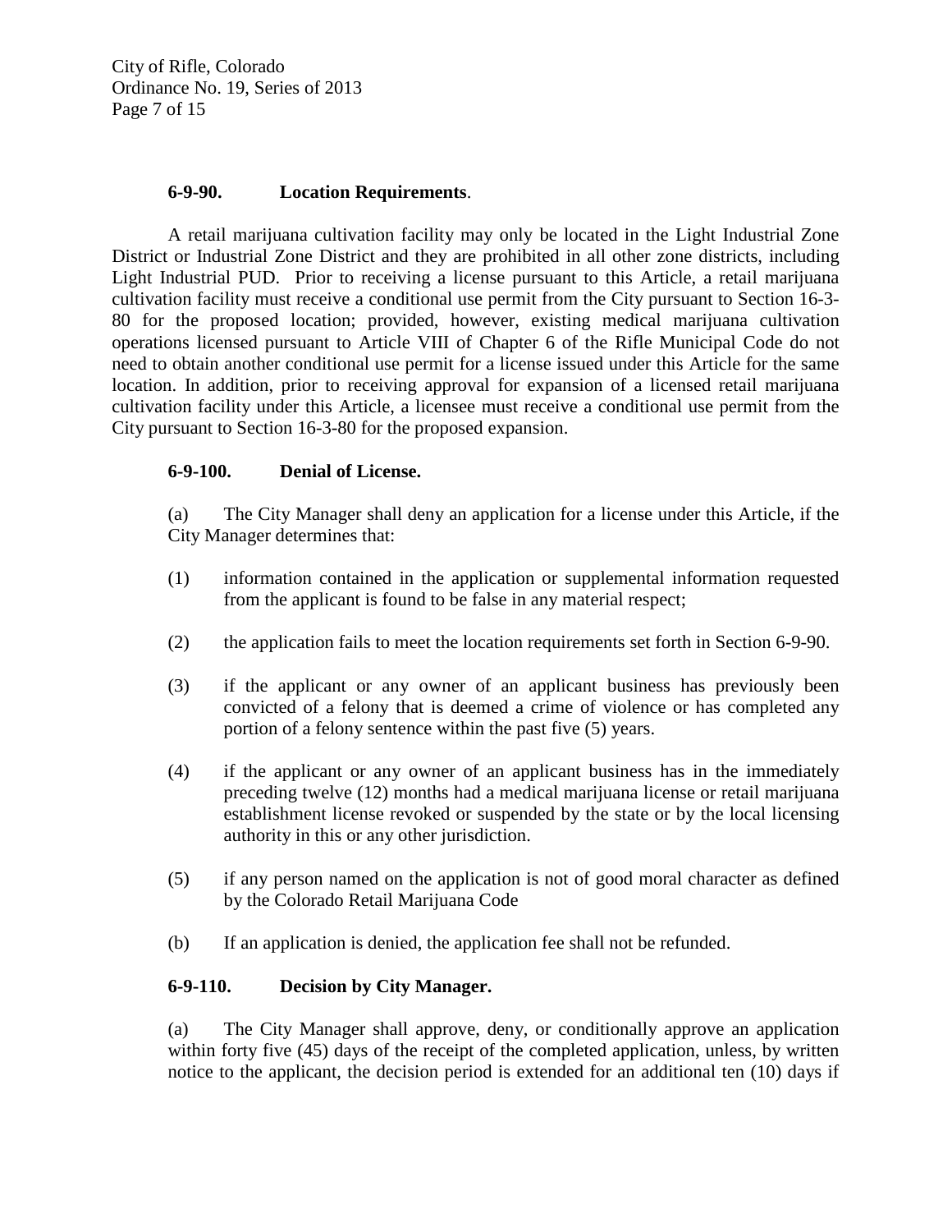**6-9-90. Location Requirements**.

A retail marijuana cultivation facility may only be located in the Light Industrial Zone District or Industrial Zone District and they are prohibited in all other zone districts, including Light Industrial PUD. Prior to receiving a license pursuant to this Article, a retail marijuana cultivation facility must receive a conditional use permit from the City pursuant to Section 16-3-80 for the proposed location; provided, however, existing medical marijuana cultivation operations licensed pursuant to Article VIII of Chapter 6 of the Rifle Municipal Code do not need to obtain another conditional use permit for a license issued under this Article for the same location. In addition, prior to receiving approval for expansion of a licensed retail marijuana cultivation facility under this Article, a licensee must receive a conditional use permit from the City pursuant to Section 16-3-80 for the proposed expansion.

**6-9-100. Denial of License.**

(a) The City Manager shall deny an application for a license under this Article, if the City Manager determines that:

(1) information contained in the application or supplemental information requested from the applicant is found to be false in any material respect;

(2) the application fails to meet the location requirements set forth in Section 6-9-90.

(3) if the applicant or any owner of an applicant business has previously been convicted of a felony that is deemed a crime of violence or has completed any portion of a felony sentence within the past five (5) years.

(4) if the applicant or any owner of an applicant business has in the immediately preceding twelve (12) months had a medical marijuana license or retail marijuana establishment license revoked or suspended by the state or by the local licensing authority in this or any other jurisdiction.

(5) if any person named on the application is not of good moral character as defined by the Colorado Retail Marijuana Code

(b) If an application is denied, the application fee shall not be refunded.

**6-9-110. Decision by City Manager.**

(a) The City Manager shall approve, deny, or conditionally approve an application within forty five (45) days of the receipt of the completed application, unless, by written notice to the applicant, the decision period is extended for an additional ten (10) days if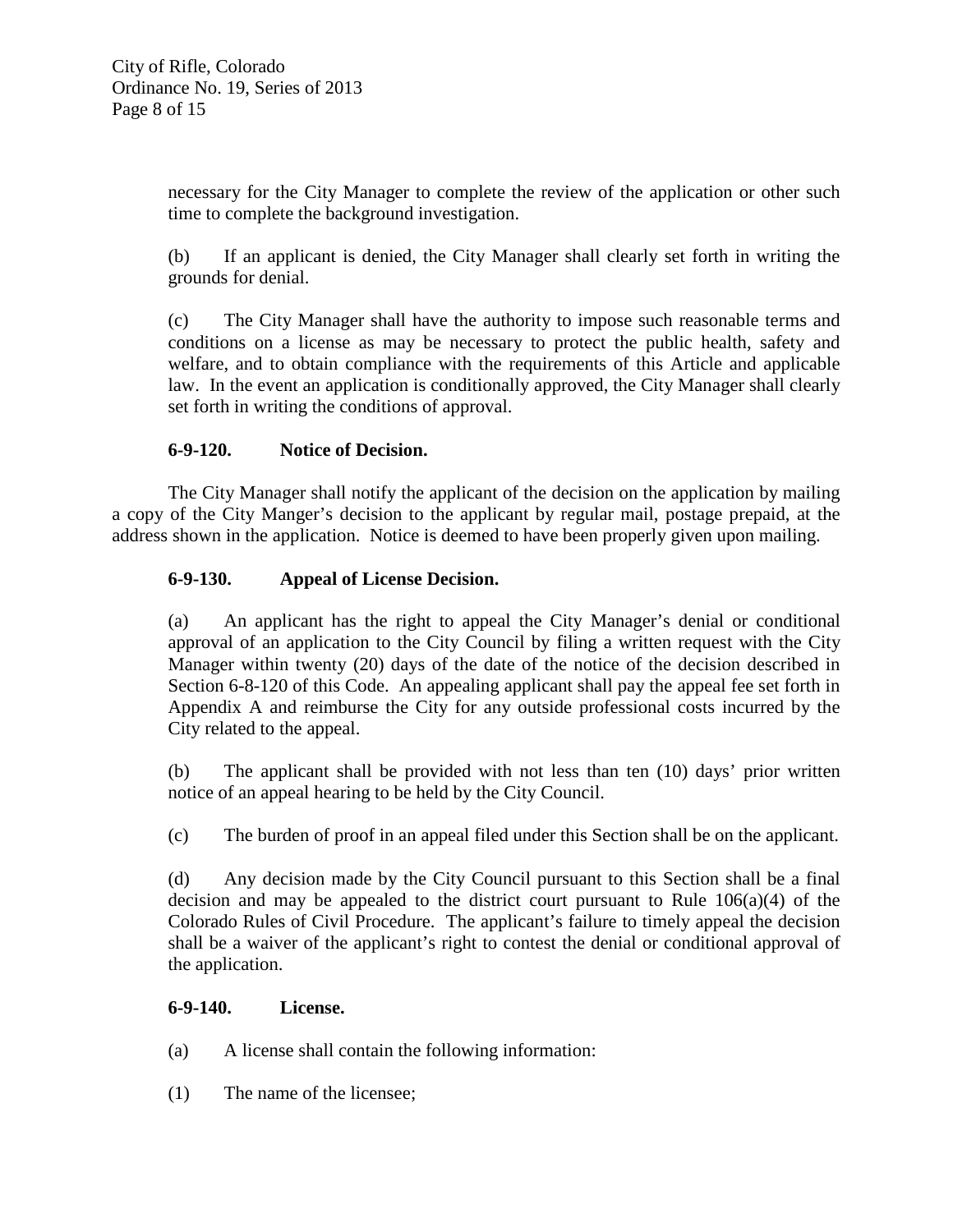necessary for the City Manager to complete the review of the application or other such time to complete the background investigation.

(b) If an applicant is denied, the City Manager shall clearly set forth in writing the grounds for denial.

(c) The City Manager shall have the authority to impose such reasonable terms and conditions on a license as may be necessary to protect the public health, safety and welfare, and to obtain compliance with the requirements of this Article and applicable law. In the event an application is conditionally approved, the City Manager shall clearly set forth in writing the conditions of approval.

**6-9-120. Notice of Decision.**

The City Manager shall notify the applicant of the decision on the application by mailing a copy of the City Manger's decision to the applicant by regular mail, postage prepaid, at the address shown in the application. Notice is deemed to have been properly given upon mailing.

**6-9-130. Appeal of License Decision.**

(a) An applicant has the right to appeal the City Manager's denial or conditional approval of an application to the City Council by filing a written request with the City Manager within twenty (20) days of the date of the notice of the decision described in Section 6-8-120 of this Code. An appealing applicant shall pay the appeal fee set forth in Appendix A and reimburse the City for any outside professional costs incurred by the City related to the appeal.

(b) The applicant shall be provided with not less than ten (10) days' prior written notice of an appeal hearing to be held by the City Council.

(c) The burden of proof in an appeal filed under this Section shall be on the applicant.

(d) Any decision made by the City Council pursuant to this Section shall be a final decision and may be appealed to the district court pursuant to Rule 106(a)(4) of the Colorado Rules of Civil Procedure. The applicant's failure to timely appeal the decision shall be a waiver of the applicant's right to contest the denial or conditional approval of the application.

**6-9-140. License.**

(a) A license shall contain the following information:

(1) The name of the licensee;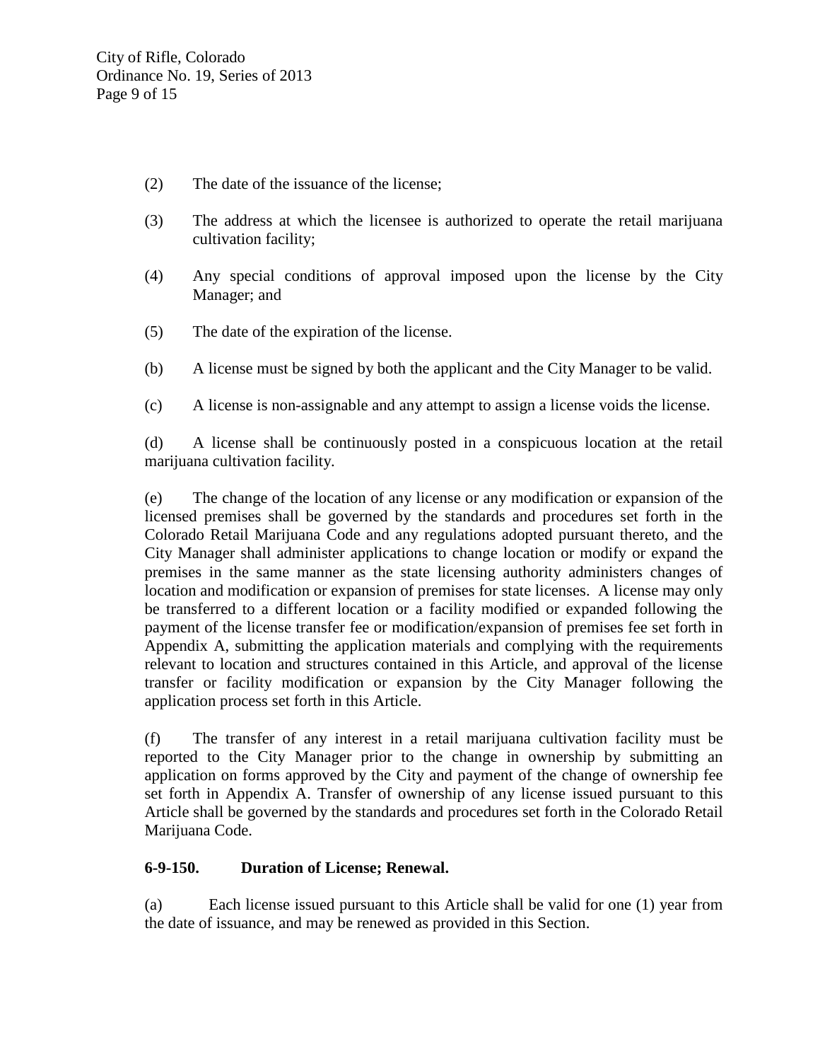(2) The date of the issuance of the license;

(3) The address at which the licensee is authorized to operate the retail marijuana cultivation facility;

(4) Any special conditions of approval imposed upon the license by the City Manager; and

(5) The date of the expiration of the license.

(b) A license must be signed by both the applicant and the City Manager to be valid.

(c) A license is non-assignable and any attempt to assign a license voids the license.

(d) A license shall be continuously posted in a conspicuous location at the retail marijuana cultivation facility.

(e) The change of the location of any license or any modification or expansion of the licensed premises shall be governed by the standards and procedures set forth in the Colorado Retail Marijuana Code and any regulations adopted pursuant thereto, and the City Manager shall administer applications to change location or modify or expand the premises in the same manner as the state licensing authority administers changes of location and modification or expansion of premises for state licenses. A license may only be transferred to a different location or a facility modified or expanded following the payment of the license transfer fee or modification/expansion of premises fee set forth in Appendix A, submitting the application materials and complying with the requirements relevant to location and structures contained in this Article, and approval of the license transfer or facility modification or expansion by the City Manager following the application process set forth in this Article.

(f) The transfer of any interest in a retail marijuana cultivation facility must be reported to the City Manager prior to the change in ownership by submitting an application on forms approved by the City and payment of the change of ownership fee set forth in Appendix A. Transfer of ownership of any license issued pursuant to this Article shall be governed by the standards and procedures set forth in the Colorado Retail Marijuana Code.

**6-9-150. Duration of License; Renewal.**

(a) Each license issued pursuant to this Article shall be valid for one (1) year from the date of issuance, and may be renewed as provided in this Section.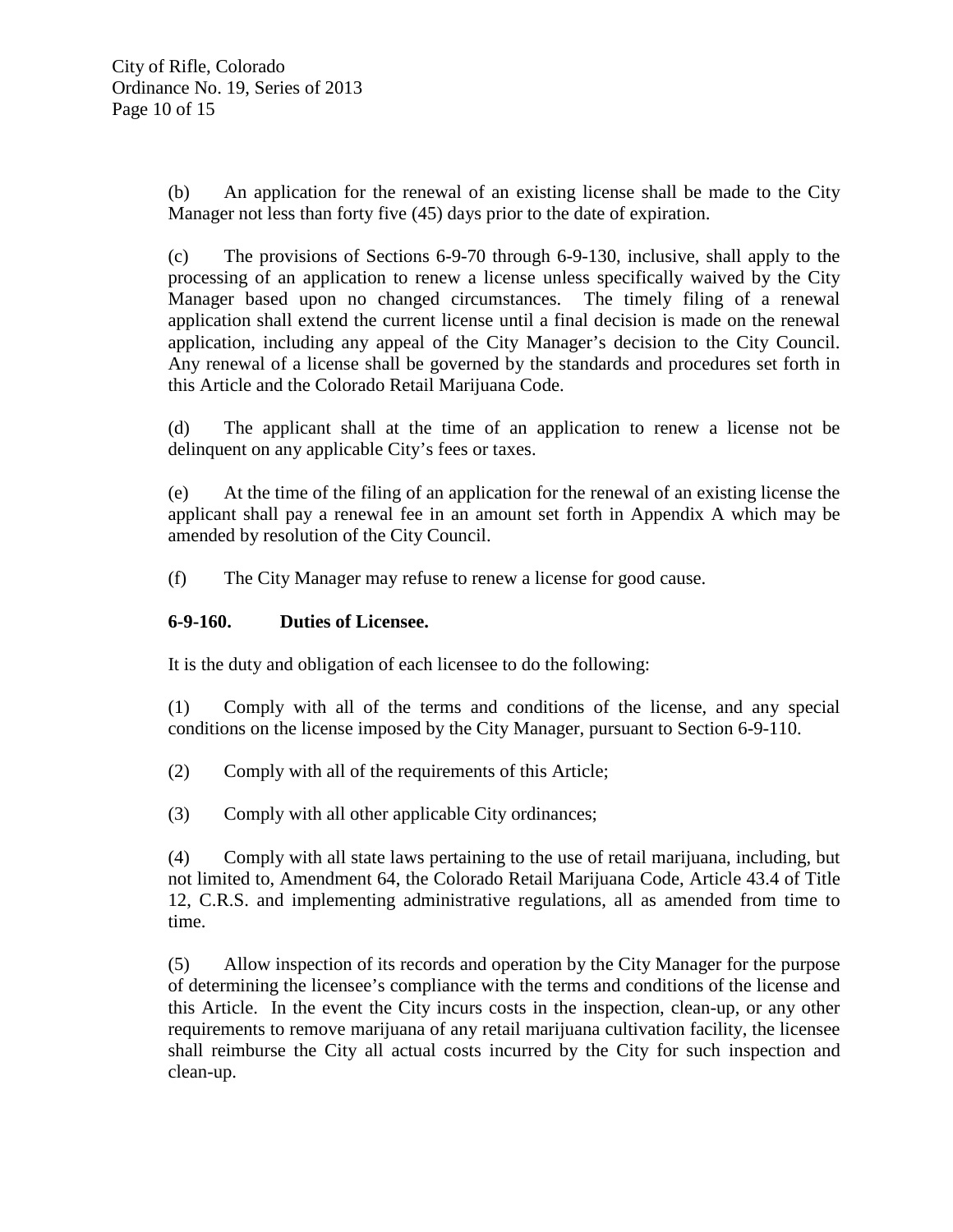(b) An application for the renewal of an existing license shall be made to the City Manager not less than forty five (45) days prior to the date of expiration.

(c) The provisions of Sections 6-9-70 through 6-9-130, inclusive, shall apply to the processing of an application to renew a license unless specifically waived by the City Manager based upon no changed circumstances. The timely filing of a renewal application shall extend the current license until a final decision is made on the renewal application, including any appeal of the City Manager's decision to the City Council. Any renewal of a license shall be governed by the standards and procedures set forth in this Article and the Colorado Retail Marijuana Code.

(d) The applicant shall at the time of an application to renew a license not be delinquent on any applicable City's fees or taxes.

(e) At the time of the filing of an application for the renewal of an existing license the applicant shall pay a renewal fee in an amount set forth in Appendix A which may be amended by resolution of the City Council.

(f) The City Manager may refuse to renew a license for good cause.

**6-9-160. Duties of Licensee.**

It is the duty and obligation of each licensee to do the following:

(1) Comply with all of the terms and conditions of the license, and any special conditions on the license imposed by the City Manager, pursuant to Section 6-9-110.

(2) Comply with all of the requirements of this Article;

(3) Comply with all other applicable City ordinances;

(4) Comply with all state laws pertaining to the use of retail marijuana, including, but not limited to, Amendment 64, the Colorado Retail Marijuana Code, Article 43.4 of Title 12, C.R.S. and implementing administrative regulations, all as amended from time to time.

(5) Allow inspection of its records and operation by the City Manager for the purpose of determining the licensee's compliance with the terms and conditions of the license and this Article. In the event the City incurs costs in the inspection, clean-up, or any other requirements to remove marijuana of any retail marijuana cultivation facility, the licensee shall reimburse the City all actual costs incurred by the City for such inspection and clean-up.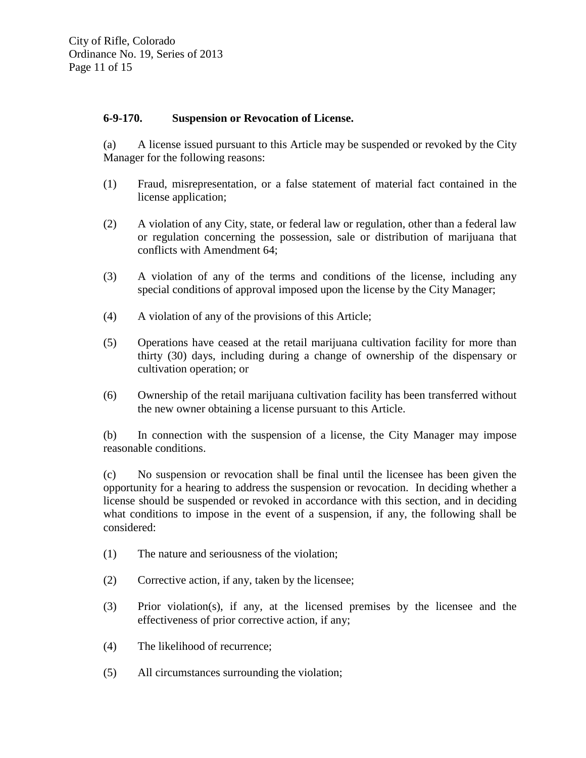**6-9-170. Suspension or Revocation of License.**

(a) A license issued pursuant to this Article may be suspended or revoked by the City Manager for the following reasons:

(1) Fraud, misrepresentation, or a false statement of material fact contained in the license application;

(2) A violation of any City, state, or federal law or regulation, other than a federal law or regulation concerning the possession, sale or distribution of marijuana that conflicts with Amendment 64;

(3) A violation of any of the terms and conditions of the license, including any special conditions of approval imposed upon the license by the City Manager;

(4) A violation of any of the provisions of this Article;

(5) Operations have ceased at the retail marijuana cultivation facility for more than thirty (30) days, including during a change of ownership of the dispensary or cultivation operation; or

(6) Ownership of the retail marijuana cultivation facility has been transferred without the new owner obtaining a license pursuant to this Article.

(b) In connection with the suspension of a license, the City Manager may impose reasonable conditions.

(c) No suspension or revocation shall be final until the licensee has been given the opportunity for a hearing to address the suspension or revocation. In deciding whether a license should be suspended or revoked in accordance with this section, and in deciding what conditions to impose in the event of a suspension, if any, the following shall be considered:

(1) The nature and seriousness of the violation;

(2) Corrective action, if any, taken by the licensee;

(3) Prior violation(s), if any, at the licensed premises by the licensee and the effectiveness of prior corrective action, if any;

(4) The likelihood of recurrence;

(5) All circumstances surrounding the violation;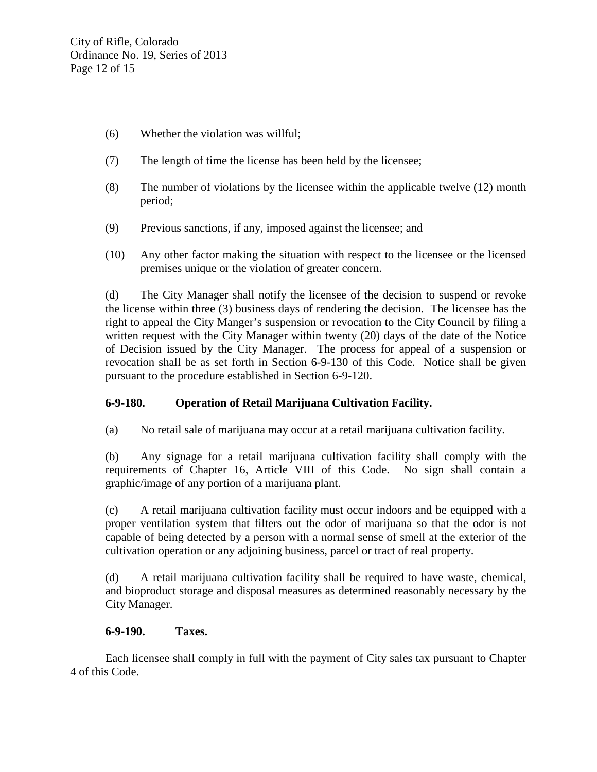(6) Whether the violation was willful;

(7) The length of time the license has been held by the licensee;

(8) The number of violations by the licensee within the applicable twelve (12) month period;

(9) Previous sanctions, if any, imposed against the licensee; and

(10) Any other factor making the situation with respect to the licensee or the licensed premises unique or the violation of greater concern.

(d) The City Manager shall notify the licensee of the decision to suspend or revoke the license within three (3) business days of rendering the decision. The licensee has the right to appeal the City Manger's suspension or revocation to the City Council by filing a written request with the City Manager within twenty (20) days of the date of the Notice of Decision issued by the City Manager. The process for appeal of a suspension or revocation shall be as set forth in Section 6-9-130 of this Code. Notice shall be given pursuant to the procedure established in Section 6-9-120.

**6-9-180. Operation of Retail Marijuana Cultivation Facility.**

(a) No retail sale of marijuana may occur at a retail marijuana cultivation facility.

(b) Any signage for a retail marijuana cultivation facility shall comply with the requirements of Chapter 16, Article VIII of this Code. No sign shall contain a graphic/image of any portion of a marijuana plant.

(c) A retail marijuana cultivation facility must occur indoors and be equipped with a proper ventilation system that filters out the odor of marijuana so that the odor is not capable of being detected by a person with a normal sense of smell at the exterior of the cultivation operation or any adjoining business, parcel or tract of real property.

(d) A retail marijuana cultivation facility shall be required to have waste, chemical, and bioproduct storage and disposal measures as determined reasonably necessary by the City Manager.

**6-9-190. Taxes.**

Each licensee shall comply in full with the payment of City sales tax pursuant to Chapter 4 of this Code.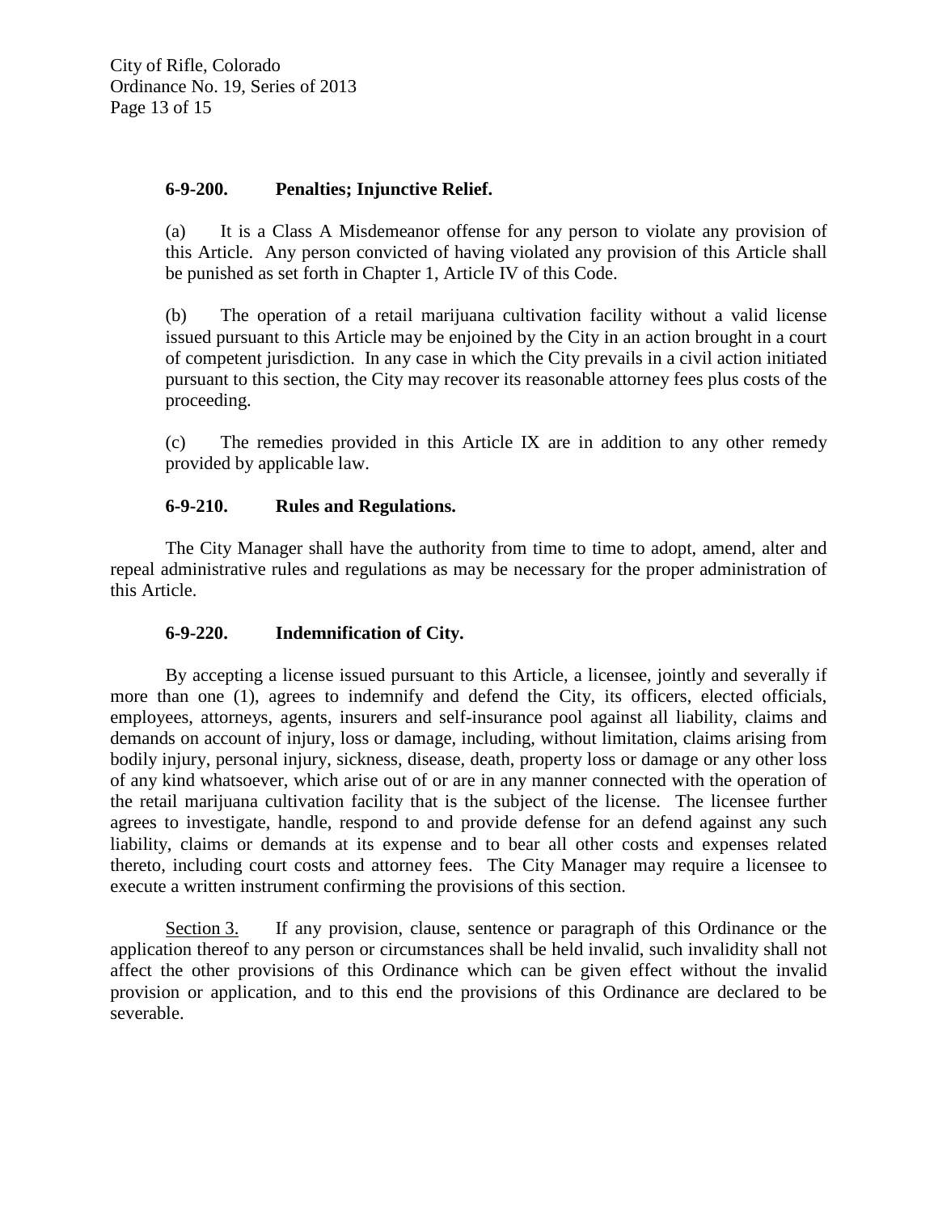**6-9-200. Penalties; Injunctive Relief.**

(a) It is a Class A Misdemeanor offense for any person to violate any provision of this Article. Any person convicted of having violated any provision of this Article shall be punished as set forth in Chapter 1, Article IV of this Code.

(b) The operation of a retail marijuana cultivation facility without a valid license issued pursuant to this Article may be enjoined by the City in an action brought in a court of competent jurisdiction. In any case in which the City prevails in a civil action initiated pursuant to this section, the City may recover its reasonable attorney fees plus costs of the proceeding.

(c) The remedies provided in this Article IX are in addition to any other remedy provided by applicable law.

**6-9-210. Rules and Regulations.**

The City Manager shall have the authority from time to time to adopt, amend, alter and repeal administrative rules and regulations as may be necessary for the proper administration of this Article.

**6-9-220. Indemnification of City.**

By accepting a license issued pursuant to this Article, a licensee, jointly and severally if more than one (1), agrees to indemnify and defend the City, its officers, elected officials, employees, attorneys, agents, insurers and self-insurance pool against all liability, claims and demands on account of injury, loss or damage, including, without limitation, claims arising from bodily injury, personal injury, sickness, disease, death, property loss or damage or any other loss of any kind whatsoever, which arise out of or are in any manner connected with the operation of the retail marijuana cultivation facility that is the subject of the license. The licensee further agrees to investigate, handle, respond to and provide defense for an defend against any such liability, claims or demands at its expense and to bear all other costs and expenses related thereto, including court costs and attorney fees. The City Manager may require a licensee to execute a written instrument confirming the provisions of this section.

Section 3. If any provision, clause, sentence or paragraph of this Ordinance or the application thereof to any person or circumstances shall be held invalid, such invalidity shall not affect the other provisions of this Ordinance which can be given effect without the invalid provision or application, and to this end the provisions of this Ordinance are declared to be severable.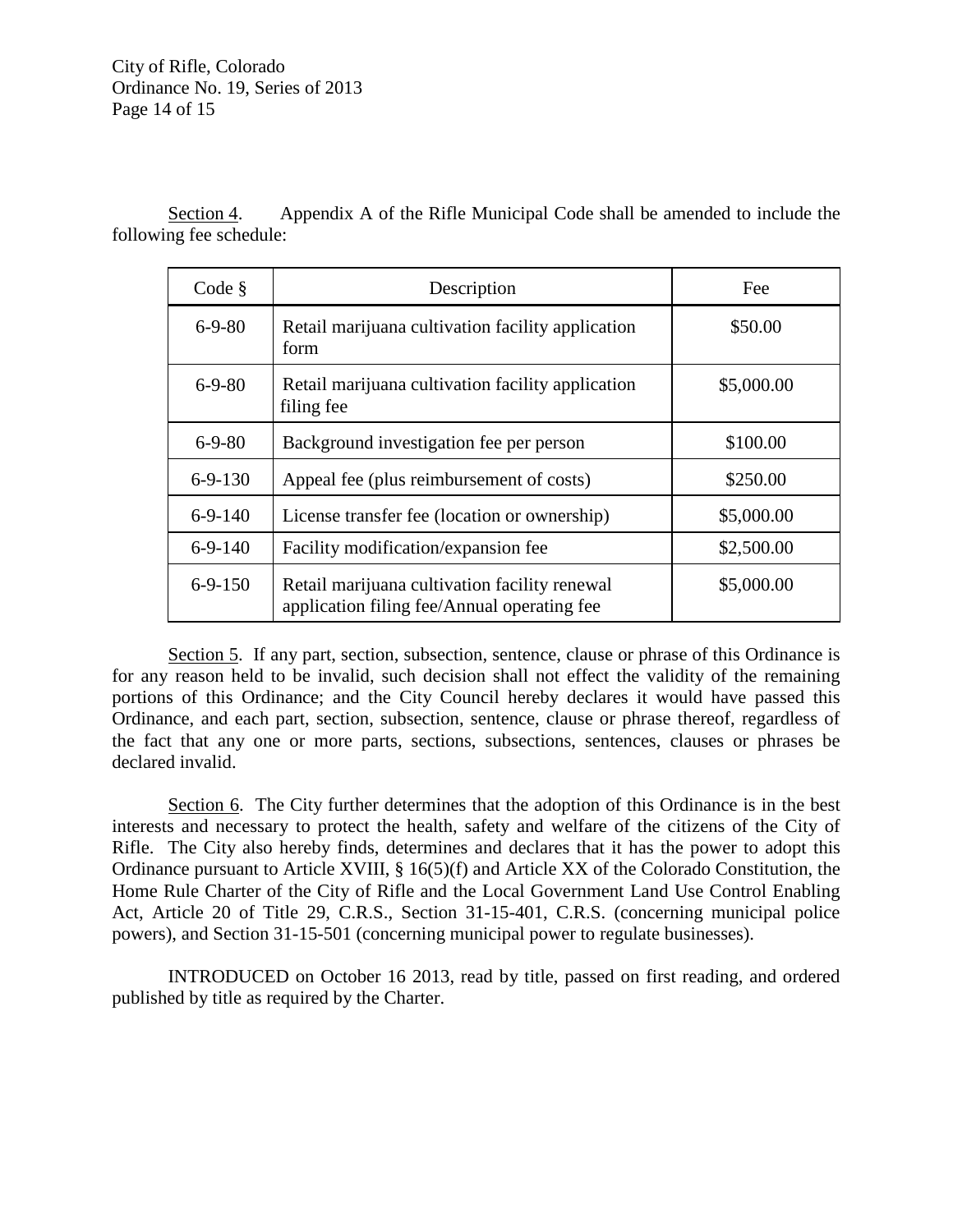Section 4. Appendix A of the Rifle Municipal Code shall be amended to include the following fee schedule:

| Code § | Description | Fee |
|---|---|---|
| 6-9-80 | Retail marijuana cultivation facility application form | $50.00 |
| 6-9-80 | Retail marijuana cultivation facility application filing fee | $5,000.00 |
| 6-9-80 | Background investigation fee per person | $100.00 |
| 6-9-130 | Appeal fee (plus reimbursement of costs) | $250.00 |
| 6-9-140 | License transfer fee (location or ownership) | $5,000.00 |
| 6-9-140 | Facility modification/expansion fee | $2,500.00 |
| 6-9-150 | Retail marijuana cultivation facility renewal application filing fee/Annual operating fee | $5,000.00 |

Section 5. If any part, section, subsection, sentence, clause or phrase of this Ordinance is for any reason held to be invalid, such decision shall not effect the validity of the remaining portions of this Ordinance; and the City Council hereby declares it would have passed this Ordinance, and each part, section, subsection, sentence, clause or phrase thereof, regardless of the fact that any one or more parts, sections, subsections, sentences, clauses or phrases be declared invalid.

Section 6. The City further determines that the adoption of this Ordinance is in the best interests and necessary to protect the health, safety and welfare of the citizens of the City of Rifle. The City also hereby finds, determines and declares that it has the power to adopt this Ordinance pursuant to Article XVIII, § 16(5)(f) and Article XX of the Colorado Constitution, the Home Rule Charter of the City of Rifle and the Local Government Land Use Control Enabling Act, Article 20 of Title 29, C.R.S., Section 31-15-401, C.R.S. (concerning municipal police powers), and Section 31-15-501 (concerning municipal power to regulate businesses).

INTRODUCED on October 16 2013, read by title, passed on first reading, and ordered published by title as required by the Charter.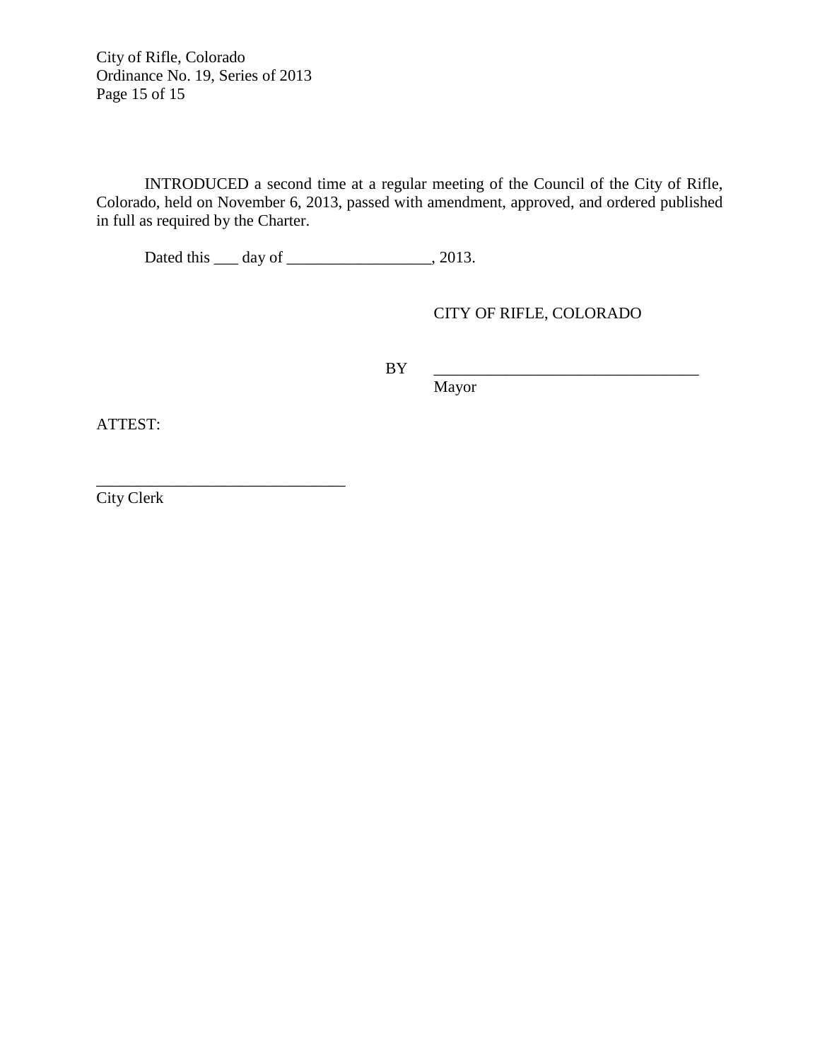INTRODUCED a second time at a regular meeting of the Council of the City of Rifle, Colorado, held on November 6, 2013, passed with amendment, approved, and ordered published in full as required by the Charter.

Dated this ___ day of __________________, 2013.

CITY OF RIFLE, COLORADO

BY ________________________________
Mayor

ATTEST:

______________________________
City Clerk